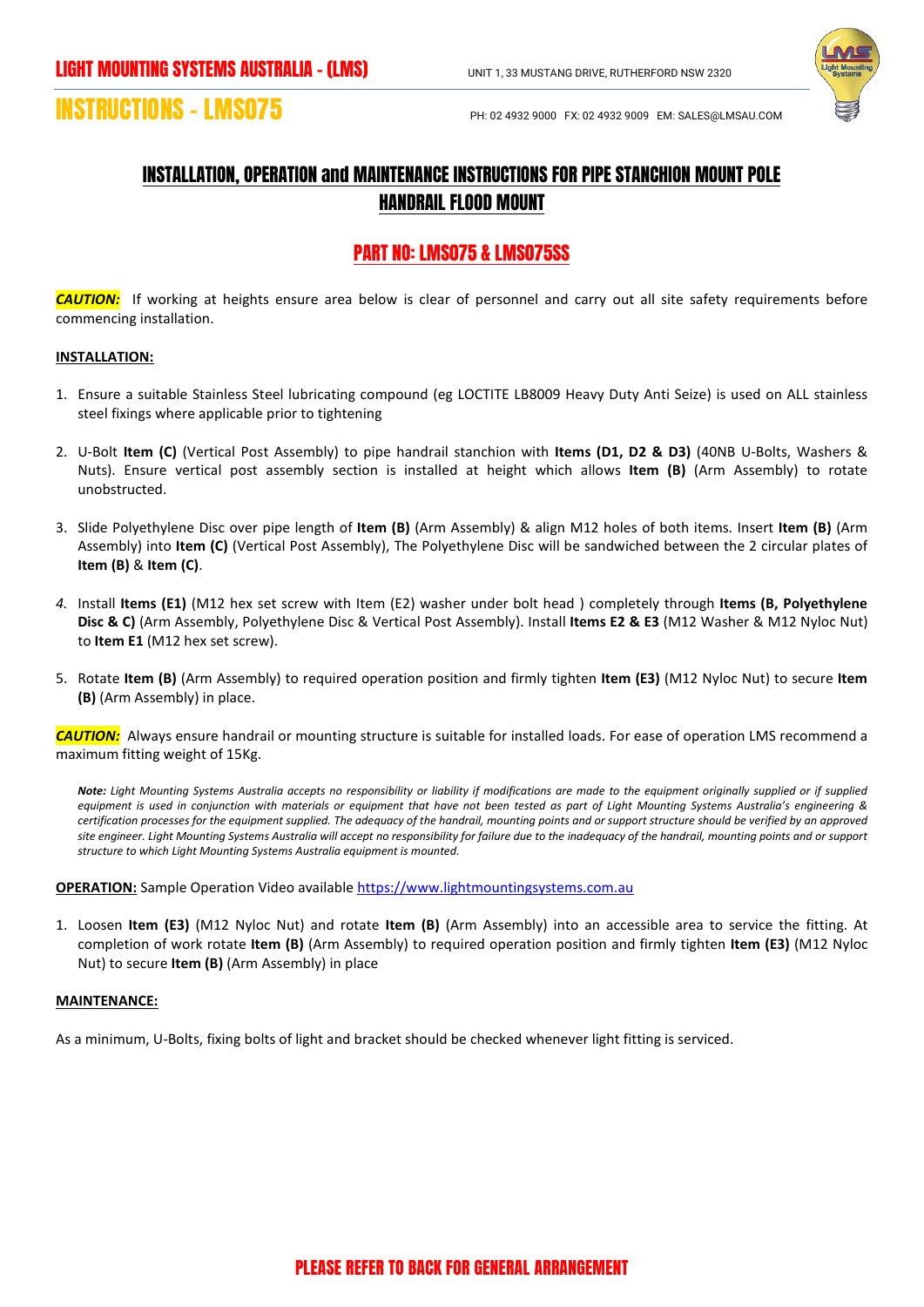# LIGHT MOUNTING SYSTEMS AUSTRALIA - (LMS)

UNIT 1, 33 MUSTANG DRIVE, RUTHERFORD NSW 2320

# INSTRUCTIONS - LMS075

PH: 02 4932 9000 FX: 02 4932 9009 EM: SALES@LMSAU.COM

## INSTALLATION, OPERATION and MAINTENANCE INSTRUCTIONS FOR PIPE STANCHION MOUNT POLE HANDRAIL FLOOD MOUNT

## PART NO: LMS075 & LMS075SS

***CAUTION:*** If working at heights ensure area below is clear of personnel and carry out all site safety requirements before commencing installation.

**INSTALLATION:**

1. Ensure a suitable Stainless Steel lubricating compound (eg LOCTITE LB8009 Heavy Duty Anti Seize) is used on ALL stainless steel fixings where applicable prior to tightening

2. U-Bolt **Item (C)** (Vertical Post Assembly) to pipe handrail stanchion with **Items (D1, D2 & D3)** (40NB U-Bolts, Washers & Nuts). Ensure vertical post assembly section is installed at height which allows **Item (B)** (Arm Assembly) to rotate unobstructed.

3. Slide Polyethylene Disc over pipe length of **Item (B)** (Arm Assembly) & align M12 holes of both items. Insert **Item (B)** (Arm Assembly) into **Item (C)** (Vertical Post Assembly), The Polyethylene Disc will be sandwiched between the 2 circular plates of **Item (B)** & **Item (C)**.

4. Install **Items (E1)** (M12 hex set screw with Item (E2) washer under bolt head ) completely through **Items (B, Polyethylene Disc & C)** (Arm Assembly, Polyethylene Disc & Vertical Post Assembly). Install **Items E2 & E3** (M12 Washer & M12 Nyloc Nut) to **Item E1** (M12 hex set screw).

5. Rotate **Item (B)** (Arm Assembly) to required operation position and firmly tighten **Item (E3)** (M12 Nyloc Nut) to secure **Item (B)** (Arm Assembly) in place.

***CAUTION:*** Always ensure handrail or mounting structure is suitable for installed loads. For ease of operation LMS recommend a maximum fitting weight of 15Kg.

> ***Note:*** *Light Mounting Systems Australia accepts no responsibility or liability if modifications are made to the equipment originally supplied or if supplied equipment is used in conjunction with materials or equipment that have not been tested as part of Light Mounting Systems Australia's engineering & certification processes for the equipment supplied. The adequacy of the handrail, mounting points and or support structure should be verified by an approved site engineer. Light Mounting Systems Australia will accept no responsibility for failure due to the inadequacy of the handrail, mounting points and or support structure to which Light Mounting Systems Australia equipment is mounted.*

**OPERATION:** Sample Operation Video available https://www.lightmountingsystems.com.au

1. Loosen **Item (E3)** (M12 Nyloc Nut) and rotate **Item (B)** (Arm Assembly) into an accessible area to service the fitting. At completion of work rotate **Item (B)** (Arm Assembly) to required operation position and firmly tighten **Item (E3)** (M12 Nyloc Nut) to secure **Item (B)** (Arm Assembly) in place

**MAINTENANCE:**

As a minimum, U-Bolts, fixing bolts of light and bracket should be checked whenever light fitting is serviced.

**PLEASE REFER TO BACK FOR GENERAL ARRANGEMENT**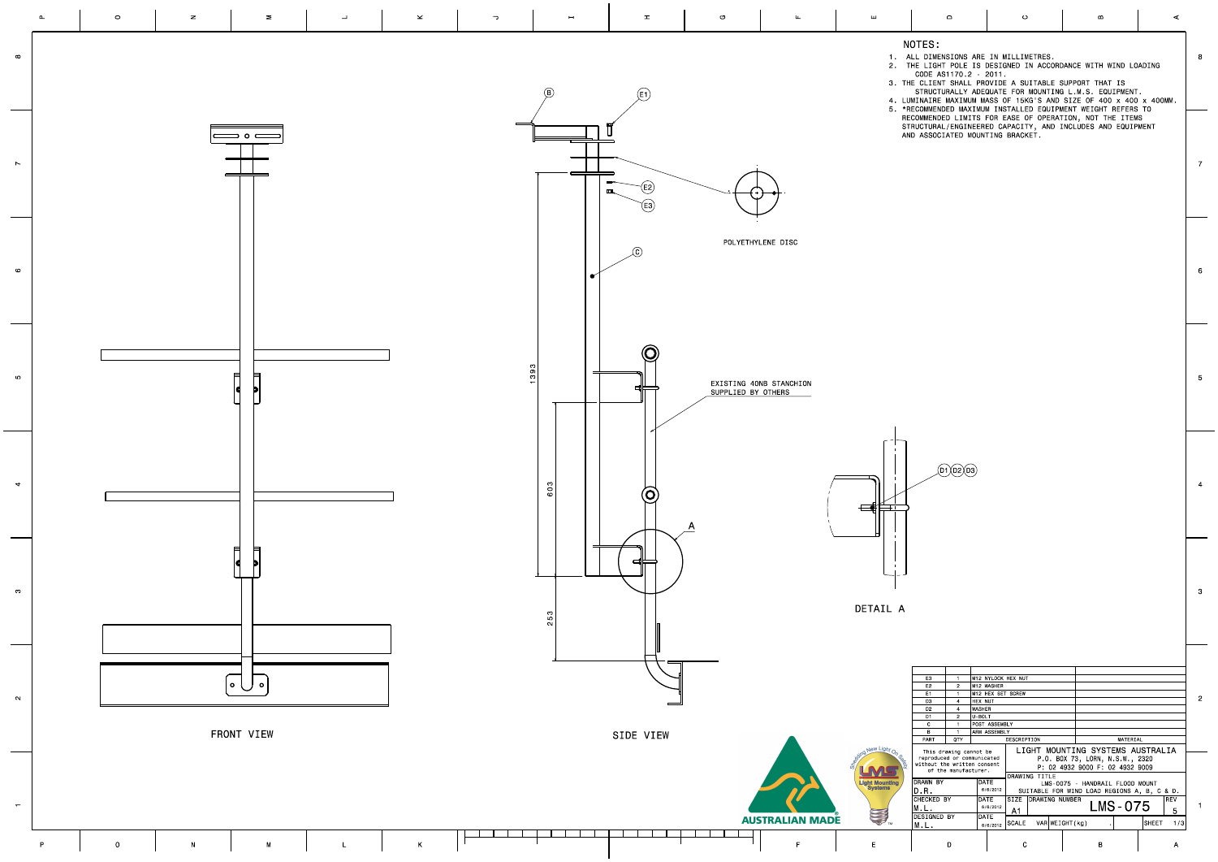## NOTES:

1. ALL DIMENSIONS ARE IN MILLIMETRES.
2. THE LIGHT POLE IS DESIGNED IN ACCORDANCE WITH WIND LOADING CODE AS1170.2 - 2011.
3. THE CLIENT SHALL PROVIDE A SUITABLE SUPPORT THAT IS STRUCTURALLY ADEQUATE FOR MOUNTING L.M.S. EQUIPMENT.
4. LUMINAIRE MAXIMUM MASS OF 15KG'S AND SIZE OF 400 x 400 x 400MM.
5. *RECOMMENDED MAXIMUM INSTALLED EQUIPMENT WEIGHT REFERS TO RECOMMENDED LIMITS FOR EASE OF OPERATION, NOT THE ITEMS STRUCTURAL/ENGINEERED CAPACITY, AND INCLUDES AND EQUIPMENT AND ASSOCIATED MOUNTING BRACKET.

POLYETHYLENE DISC

EXISTING 40NB STANCHION SUPPLIED BY OTHERS

1393

603

253

A

B

E1

E2

E3

C

D1 D2 D3

DETAIL A

FRONT VIEW

SIDE VIEW

| PART | QTY | DESCRIPTION | MATERIAL |
|---|---|---|---|
| E3 | 1 | M12 NYLOCK HEX NUT | |
| E2 | 2 | M12 WASHER | |
| E1 | 1 | M12 HEX SET SCREW | |
| D3 | 4 | HEX NUT | |
| D2 | 4 | WASHER | |
| D1 | 2 | U-BOLT | |
| C | 1 | POST ASSEMBLY | |
| B | 1 | ARM ASSEMBLY | |

This drawing cannot be reproduced or communicated without the written consent of the manufacturer.

LIGHT MOUNTING SYSTEMS AUSTRALIA
P.O. BOX 73, LORN, N.S.W., 2320
P: 02 4932 9000 F: 02 4932 9009

DRAWING TITLE: LMS-0075 - HANDRAIL FLOOD MOUNT SUITABLE FOR WIND LOAD REGIONS A, B, C & D.

| | | | |
|---|---|---|---|
| DRAWN BY: D.R. | DATE: 6/6/2012 | | |
| CHECKED BY: M.L. | DATE: 6/6/2012 | SIZE: A1 | DRAWING NUMBER: LMS-075 | REV: 5 |
| DESIGNED BY: M.L. | DATE: 6/6/2012 | SCALE: VAR | WEIGHT (kg): | SHEET: 1/3 |

AUSTRALIAN MADE

Shedding New Light On Safety — LMS Light Mounting Systems